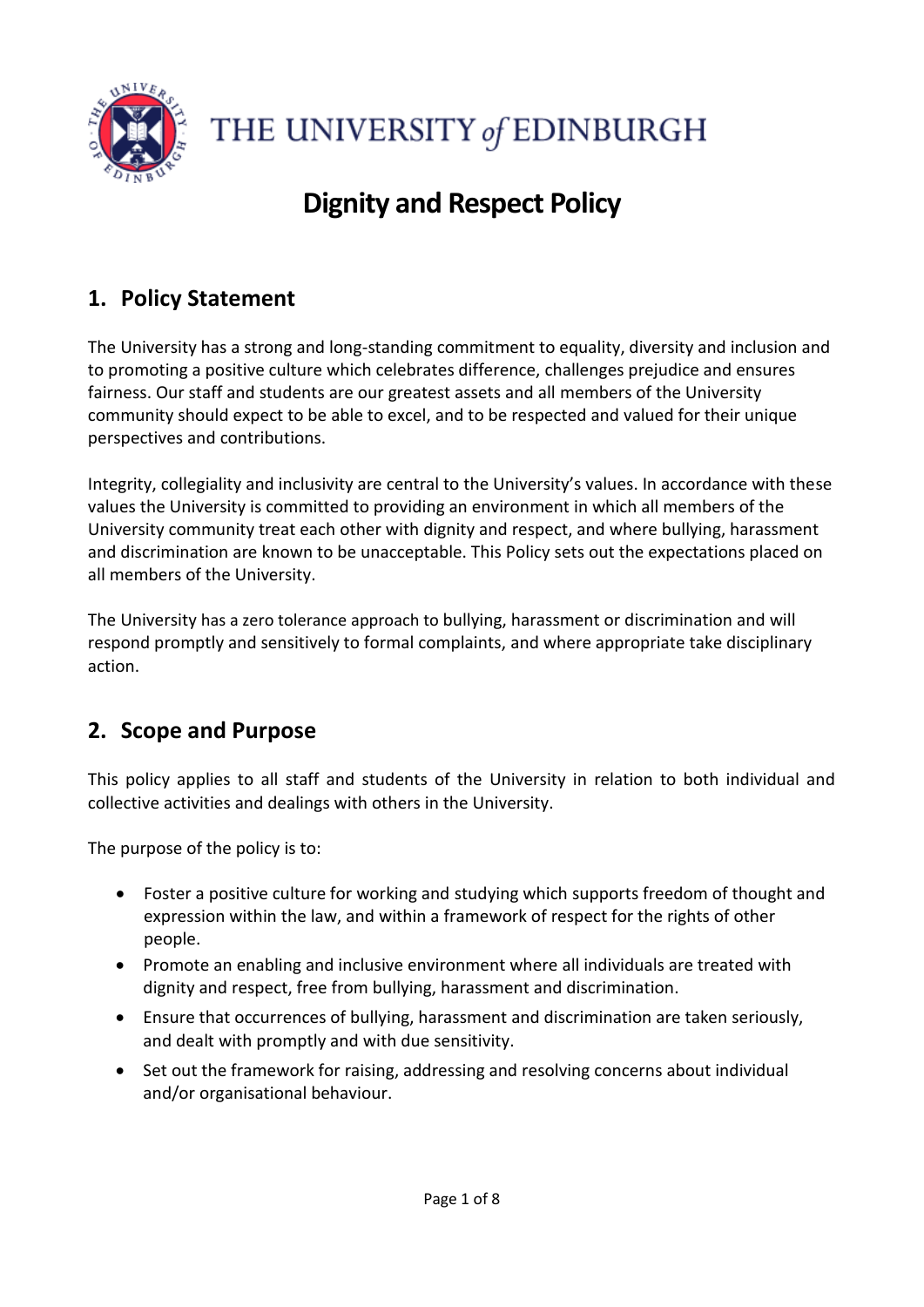THE UNIVERSITY of EDINBURGH

# Dignity and Respect Policy

## 1. Policy Statement

The University has a strong and long-standing commitment to equality, diversity and inclusion and to promoting a positive culture which celebrates difference, challenges prejudice and ensures fairness. Our staff and students are our greatest assets and all members of the University community should expect to be able to excel, and to be respected and valued for their unique perspectives and contributions.

Integrity, collegiality and inclusivity are central to the University's values. In accordance with these values the University is committed to providing an environment in which all members of the University community treat each other with dignity and respect, and where bullying, harassment and discrimination are known to be unacceptable. This Policy sets out the expectations placed on all members of the University.

The University has a zero tolerance approach to bullying, harassment or discrimination and will respond promptly and sensitively to formal complaints, and where appropriate take disciplinary action.

## 2. Scope and Purpose

This policy applies to all staff and students of the University in relation to both individual and collective activities and dealings with others in the University.

The purpose of the policy is to:

- Foster a positive culture for working and studying which supports freedom of thought and expression within the law, and within a framework of respect for the rights of other people.
- Promote an enabling and inclusive environment where all individuals are treated with dignity and respect, free from bullying, harassment and discrimination.
- Ensure that occurrences of bullying, harassment and discrimination are taken seriously, and dealt with promptly and with due sensitivity.
- Set out the framework for raising, addressing and resolving concerns about individual and/or organisational behaviour.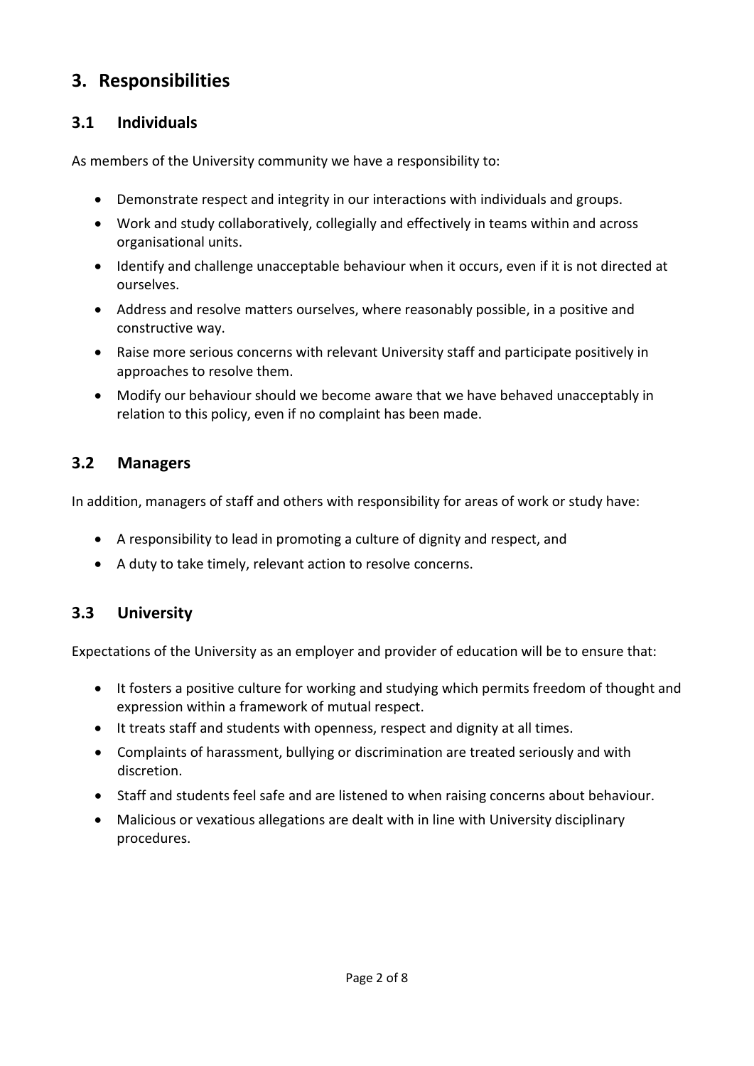## 3. Responsibilities

### 3.1 Individuals

As members of the University community we have a responsibility to:

- Demonstrate respect and integrity in our interactions with individuals and groups.
- Work and study collaboratively, collegially and effectively in teams within and across organisational units.
- Identify and challenge unacceptable behaviour when it occurs, even if it is not directed at ourselves.
- Address and resolve matters ourselves, where reasonably possible, in a positive and constructive way.
- Raise more serious concerns with relevant University staff and participate positively in approaches to resolve them.
- Modify our behaviour should we become aware that we have behaved unacceptably in relation to this policy, even if no complaint has been made.

### 3.2 Managers

In addition, managers of staff and others with responsibility for areas of work or study have:

- A responsibility to lead in promoting a culture of dignity and respect, and
- A duty to take timely, relevant action to resolve concerns.

### 3.3 University

Expectations of the University as an employer and provider of education will be to ensure that:

- It fosters a positive culture for working and studying which permits freedom of thought and expression within a framework of mutual respect.
- It treats staff and students with openness, respect and dignity at all times.
- Complaints of harassment, bullying or discrimination are treated seriously and with discretion.
- Staff and students feel safe and are listened to when raising concerns about behaviour.
- Malicious or vexatious allegations are dealt with in line with University disciplinary procedures.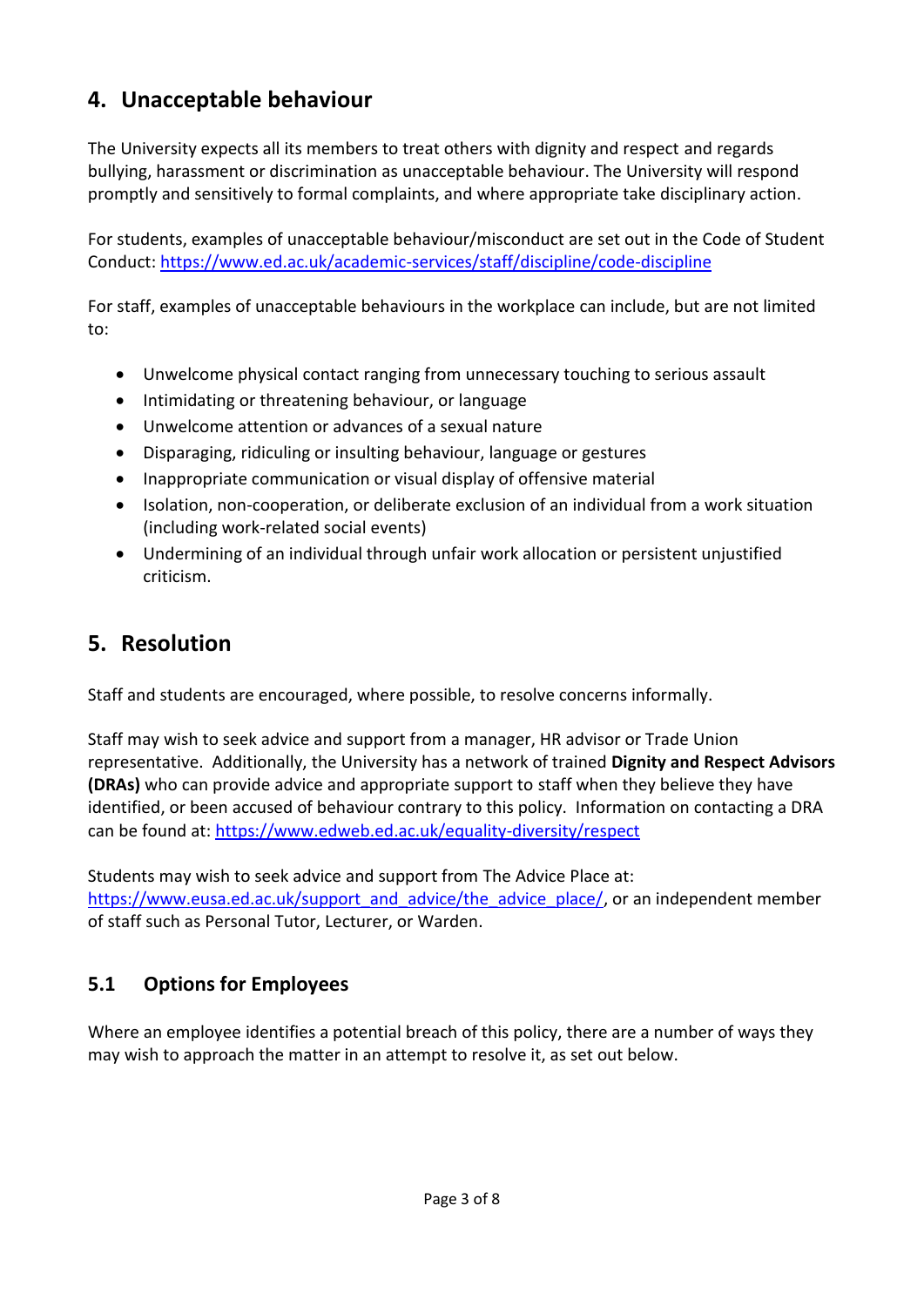## 4. Unacceptable behaviour

The University expects all its members to treat others with dignity and respect and regards bullying, harassment or discrimination as unacceptable behaviour. The University will respond promptly and sensitively to formal complaints, and where appropriate take disciplinary action.

For students, examples of unacceptable behaviour/misconduct are set out in the Code of Student Conduct: https://www.ed.ac.uk/academic-services/staff/discipline/code-discipline

For staff, examples of unacceptable behaviours in the workplace can include, but are not limited to:

- Unwelcome physical contact ranging from unnecessary touching to serious assault
- Intimidating or threatening behaviour, or language
- Unwelcome attention or advances of a sexual nature
- Disparaging, ridiculing or insulting behaviour, language or gestures
- Inappropriate communication or visual display of offensive material
- Isolation, non-cooperation, or deliberate exclusion of an individual from a work situation (including work-related social events)
- Undermining of an individual through unfair work allocation or persistent unjustified criticism.

## 5. Resolution

Staff and students are encouraged, where possible, to resolve concerns informally.

Staff may wish to seek advice and support from a manager, HR advisor or Trade Union representative. Additionally, the University has a network of trained **Dignity and Respect Advisors (DRAs)** who can provide advice and appropriate support to staff when they believe they have identified, or been accused of behaviour contrary to this policy. Information on contacting a DRA can be found at: https://www.edweb.ed.ac.uk/equality-diversity/respect

Students may wish to seek advice and support from The Advice Place at: https://www.eusa.ed.ac.uk/support_and_advice/the_advice_place/, or an independent member of staff such as Personal Tutor, Lecturer, or Warden.

### 5.1 Options for Employees

Where an employee identifies a potential breach of this policy, there are a number of ways they may wish to approach the matter in an attempt to resolve it, as set out below.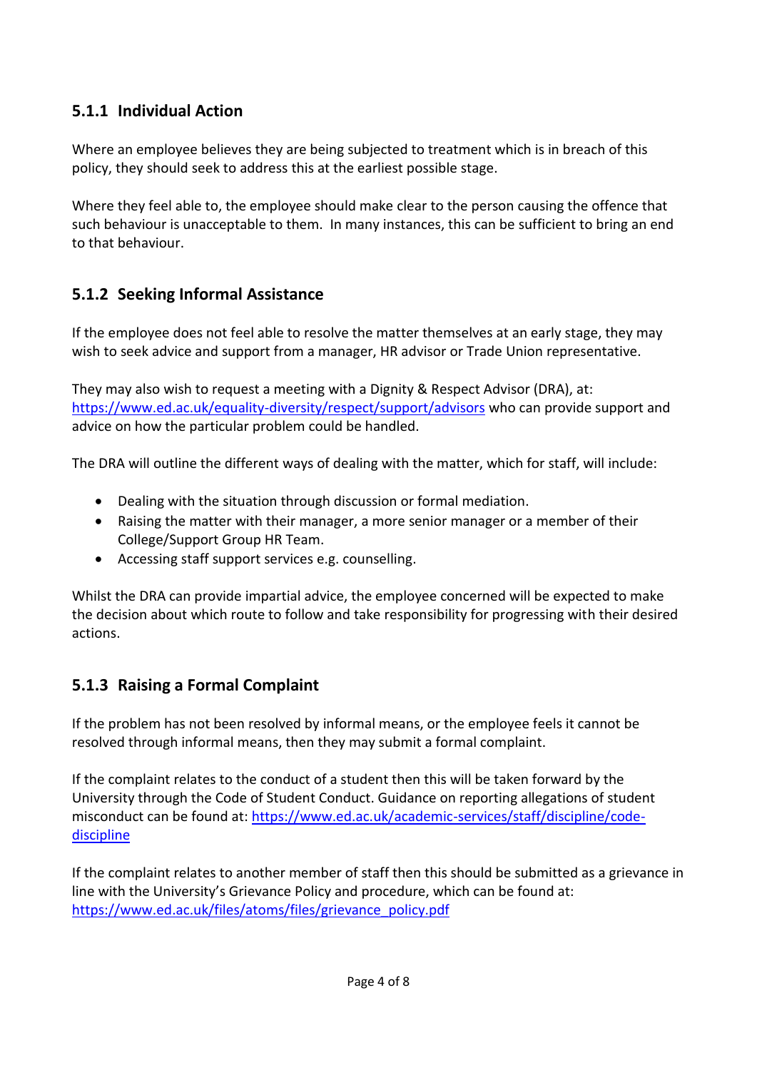### 5.1.1 Individual Action

Where an employee believes they are being subjected to treatment which is in breach of this policy, they should seek to address this at the earliest possible stage.

Where they feel able to, the employee should make clear to the person causing the offence that such behaviour is unacceptable to them. In many instances, this can be sufficient to bring an end to that behaviour.

### 5.1.2 Seeking Informal Assistance

If the employee does not feel able to resolve the matter themselves at an early stage, they may wish to seek advice and support from a manager, HR advisor or Trade Union representative.

They may also wish to request a meeting with a Dignity & Respect Advisor (DRA), at: https://www.ed.ac.uk/equality-diversity/respect/support/advisors who can provide support and advice on how the particular problem could be handled.

The DRA will outline the different ways of dealing with the matter, which for staff, will include:

- Dealing with the situation through discussion or formal mediation.
- Raising the matter with their manager, a more senior manager or a member of their College/Support Group HR Team.
- Accessing staff support services e.g. counselling.

Whilst the DRA can provide impartial advice, the employee concerned will be expected to make the decision about which route to follow and take responsibility for progressing with their desired actions.

### 5.1.3 Raising a Formal Complaint

If the problem has not been resolved by informal means, or the employee feels it cannot be resolved through informal means, then they may submit a formal complaint.

If the complaint relates to the conduct of a student then this will be taken forward by the University through the Code of Student Conduct. Guidance on reporting allegations of student misconduct can be found at: https://www.ed.ac.uk/academic-services/staff/discipline/code-discipline

If the complaint relates to another member of staff then this should be submitted as a grievance in line with the University's Grievance Policy and procedure, which can be found at: https://www.ed.ac.uk/files/atoms/files/grievance_policy.pdf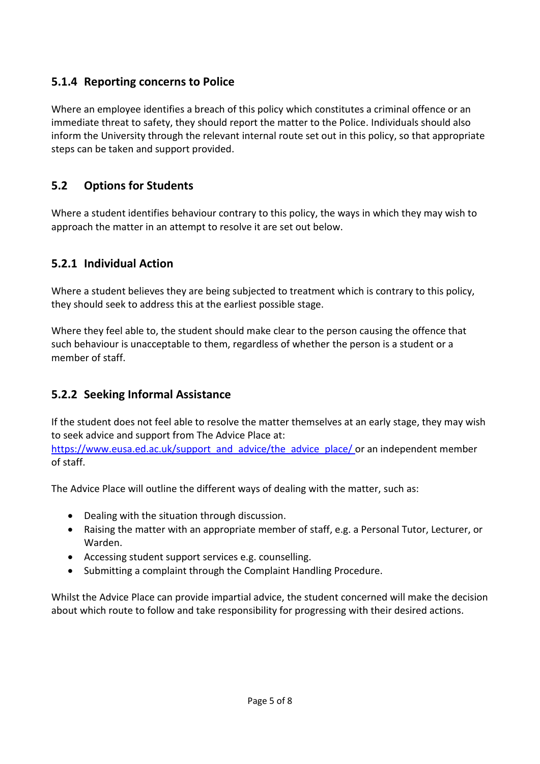### 5.1.4 Reporting concerns to Police

Where an employee identifies a breach of this policy which constitutes a criminal offence or an immediate threat to safety, they should report the matter to the Police. Individuals should also inform the University through the relevant internal route set out in this policy, so that appropriate steps can be taken and support provided.

## 5.2 Options for Students

Where a student identifies behaviour contrary to this policy, the ways in which they may wish to approach the matter in an attempt to resolve it are set out below.

### 5.2.1 Individual Action

Where a student believes they are being subjected to treatment which is contrary to this policy, they should seek to address this at the earliest possible stage.

Where they feel able to, the student should make clear to the person causing the offence that such behaviour is unacceptable to them, regardless of whether the person is a student or a member of staff.

### 5.2.2 Seeking Informal Assistance

If the student does not feel able to resolve the matter themselves at an early stage, they may wish to seek advice and support from The Advice Place at: https://www.eusa.ed.ac.uk/support_and_advice/the_advice_place/ or an independent member of staff.

The Advice Place will outline the different ways of dealing with the matter, such as:

- Dealing with the situation through discussion.
- Raising the matter with an appropriate member of staff, e.g. a Personal Tutor, Lecturer, or Warden.
- Accessing student support services e.g. counselling.
- Submitting a complaint through the Complaint Handling Procedure.

Whilst the Advice Place can provide impartial advice, the student concerned will make the decision about which route to follow and take responsibility for progressing with their desired actions.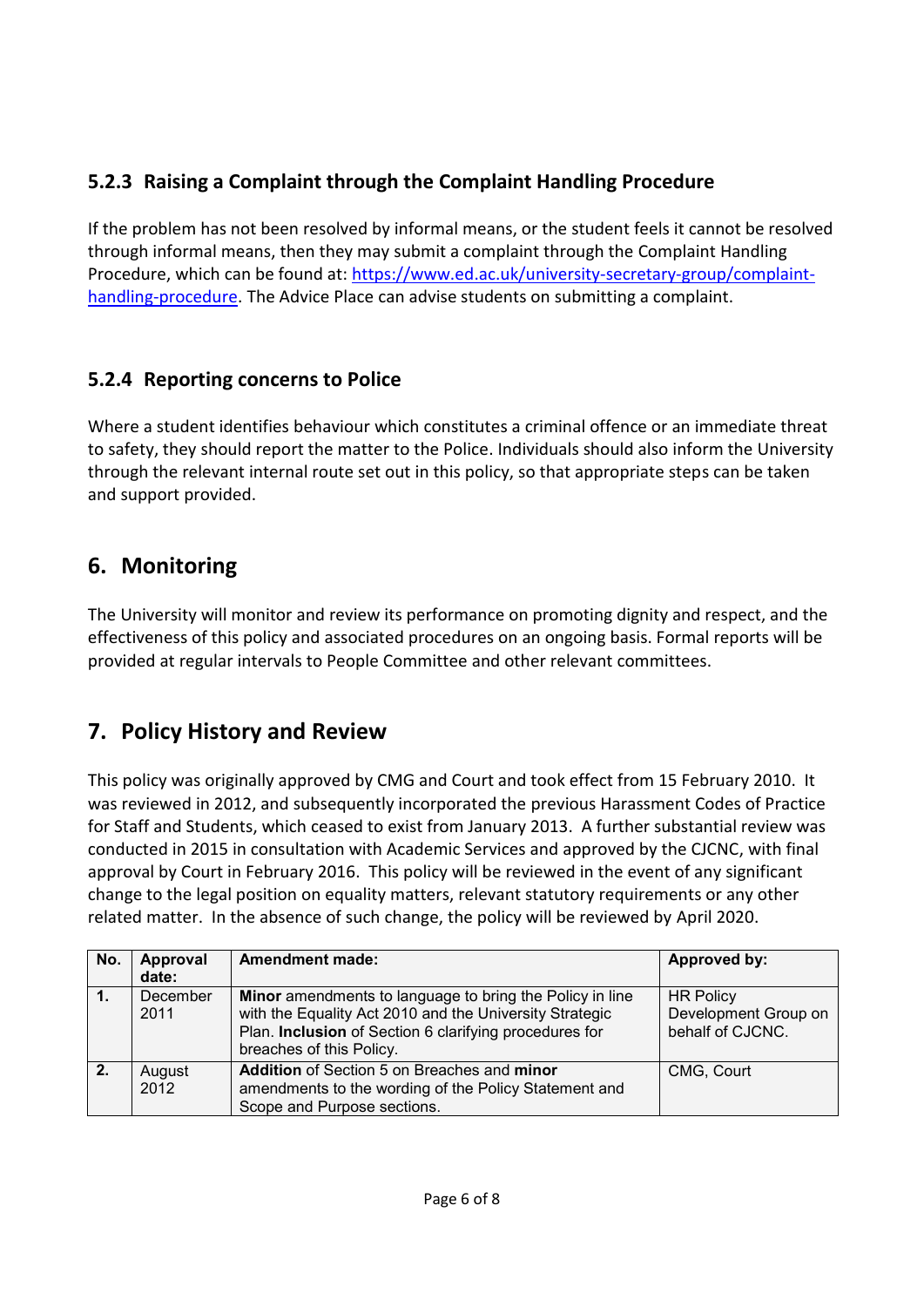### 5.2.3 Raising a Complaint through the Complaint Handling Procedure

If the problem has not been resolved by informal means, or the student feels it cannot be resolved through informal means, then they may submit a complaint through the Complaint Handling Procedure, which can be found at: [https://www.ed.ac.uk/university-secretary-group/complaint-handling-procedure](https://www.ed.ac.uk/university-secretary-group/complaint-handling-procedure). The Advice Place can advise students on submitting a complaint.

### 5.2.4 Reporting concerns to Police

Where a student identifies behaviour which constitutes a criminal offence or an immediate threat to safety, they should report the matter to the Police. Individuals should also inform the University through the relevant internal route set out in this policy, so that appropriate steps can be taken and support provided.

## 6. Monitoring

The University will monitor and review its performance on promoting dignity and respect, and the effectiveness of this policy and associated procedures on an ongoing basis. Formal reports will be provided at regular intervals to People Committee and other relevant committees.

## 7. Policy History and Review

This policy was originally approved by CMG and Court and took effect from 15 February 2010. It was reviewed in 2012, and subsequently incorporated the previous Harassment Codes of Practice for Staff and Students, which ceased to exist from January 2013. A further substantial review was conducted in 2015 in consultation with Academic Services and approved by the CJCNC, with final approval by Court in February 2016. This policy will be reviewed in the event of any significant change to the legal position on equality matters, relevant statutory requirements or any other related matter. In the absence of such change, the policy will be reviewed by April 2020.

| No. | Approval date: | Amendment made: | Approved by: |
|---|---|---|---|
| **1.** | December 2011 | **Minor** amendments to language to bring the Policy in line with the Equality Act 2010 and the University Strategic Plan. **Inclusion** of Section 6 clarifying procedures for breaches of this Policy. | HR Policy Development Group on behalf of CJCNC. |
| **2.** | August 2012 | **Addition** of Section 5 on Breaches and **minor** amendments to the wording of the Policy Statement and Scope and Purpose sections. | CMG, Court |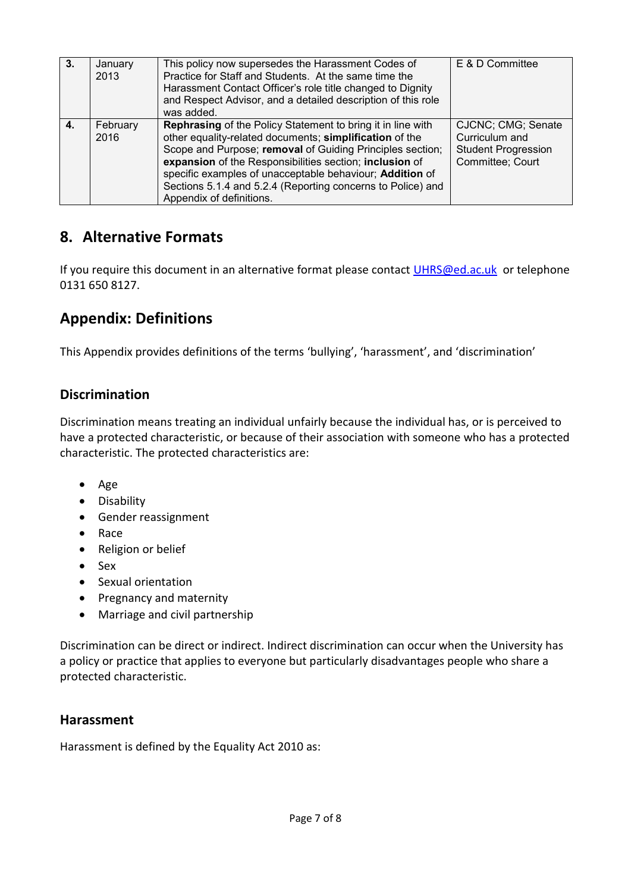| 3. | January 2013 | This policy now supersedes the Harassment Codes of Practice for Staff and Students. At the same time the Harassment Contact Officer's role title changed to Dignity and Respect Advisor, and a detailed description of this role was added. | E & D Committee |
|---|---|---|---|
| 4. | February 2016 | **Rephrasing** of the Policy Statement to bring it in line with other equality-related documents; **simplification** of the Scope and Purpose; **removal** of Guiding Principles section; **expansion** of the Responsibilities section; **inclusion** of specific examples of unacceptable behaviour; **Addition** of Sections 5.1.4 and 5.2.4 (Reporting concerns to Police) and Appendix of definitions. | CJCNC; CMG; Senate Curriculum and Student Progression Committee; Court |

## 8. Alternative Formats

If you require this document in an alternative format please contact UHRS@ed.ac.uk or telephone 0131 650 8127.

## Appendix: Definitions

This Appendix provides definitions of the terms 'bullying', 'harassment', and 'discrimination'

### Discrimination

Discrimination means treating an individual unfairly because the individual has, or is perceived to have a protected characteristic, or because of their association with someone who has a protected characteristic. The protected characteristics are:

- Age
- Disability
- Gender reassignment
- Race
- Religion or belief
- Sex
- Sexual orientation
- Pregnancy and maternity
- Marriage and civil partnership

Discrimination can be direct or indirect. Indirect discrimination can occur when the University has a policy or practice that applies to everyone but particularly disadvantages people who share a protected characteristic.

### Harassment

Harassment is defined by the Equality Act 2010 as: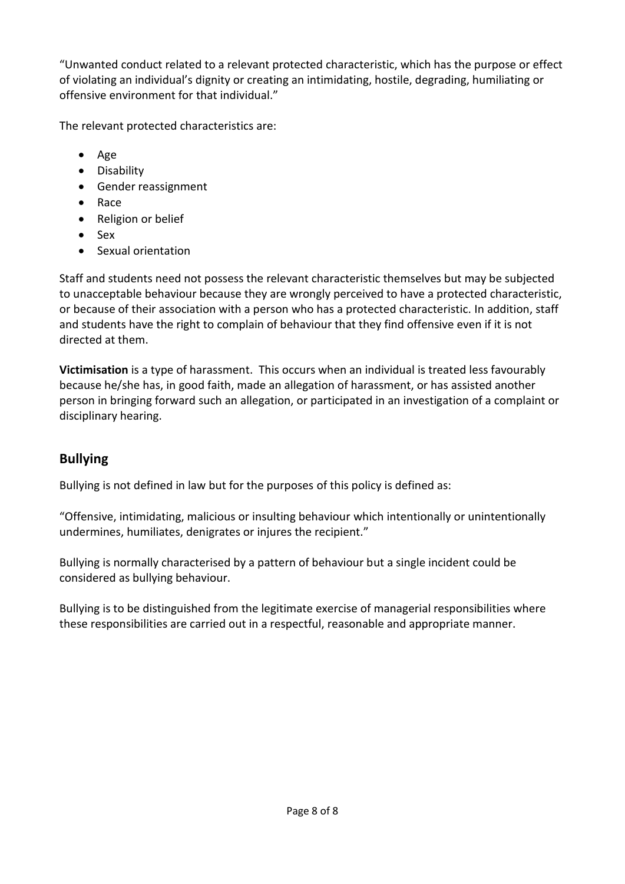"Unwanted conduct related to a relevant protected characteristic, which has the purpose or effect of violating an individual's dignity or creating an intimidating, hostile, degrading, humiliating or offensive environment for that individual."

The relevant protected characteristics are:

- Age
- Disability
- Gender reassignment
- Race
- Religion or belief
- Sex
- Sexual orientation

Staff and students need not possess the relevant characteristic themselves but may be subjected to unacceptable behaviour because they are wrongly perceived to have a protected characteristic, or because of their association with a person who has a protected characteristic. In addition, staff and students have the right to complain of behaviour that they find offensive even if it is not directed at them.

**Victimisation** is a type of harassment. This occurs when an individual is treated less favourably because he/she has, in good faith, made an allegation of harassment, or has assisted another person in bringing forward such an allegation, or participated in an investigation of a complaint or disciplinary hearing.

## Bullying

Bullying is not defined in law but for the purposes of this policy is defined as:

"Offensive, intimidating, malicious or insulting behaviour which intentionally or unintentionally undermines, humiliates, denigrates or injures the recipient."

Bullying is normally characterised by a pattern of behaviour but a single incident could be considered as bullying behaviour.

Bullying is to be distinguished from the legitimate exercise of managerial responsibilities where these responsibilities are carried out in a respectful, reasonable and appropriate manner.